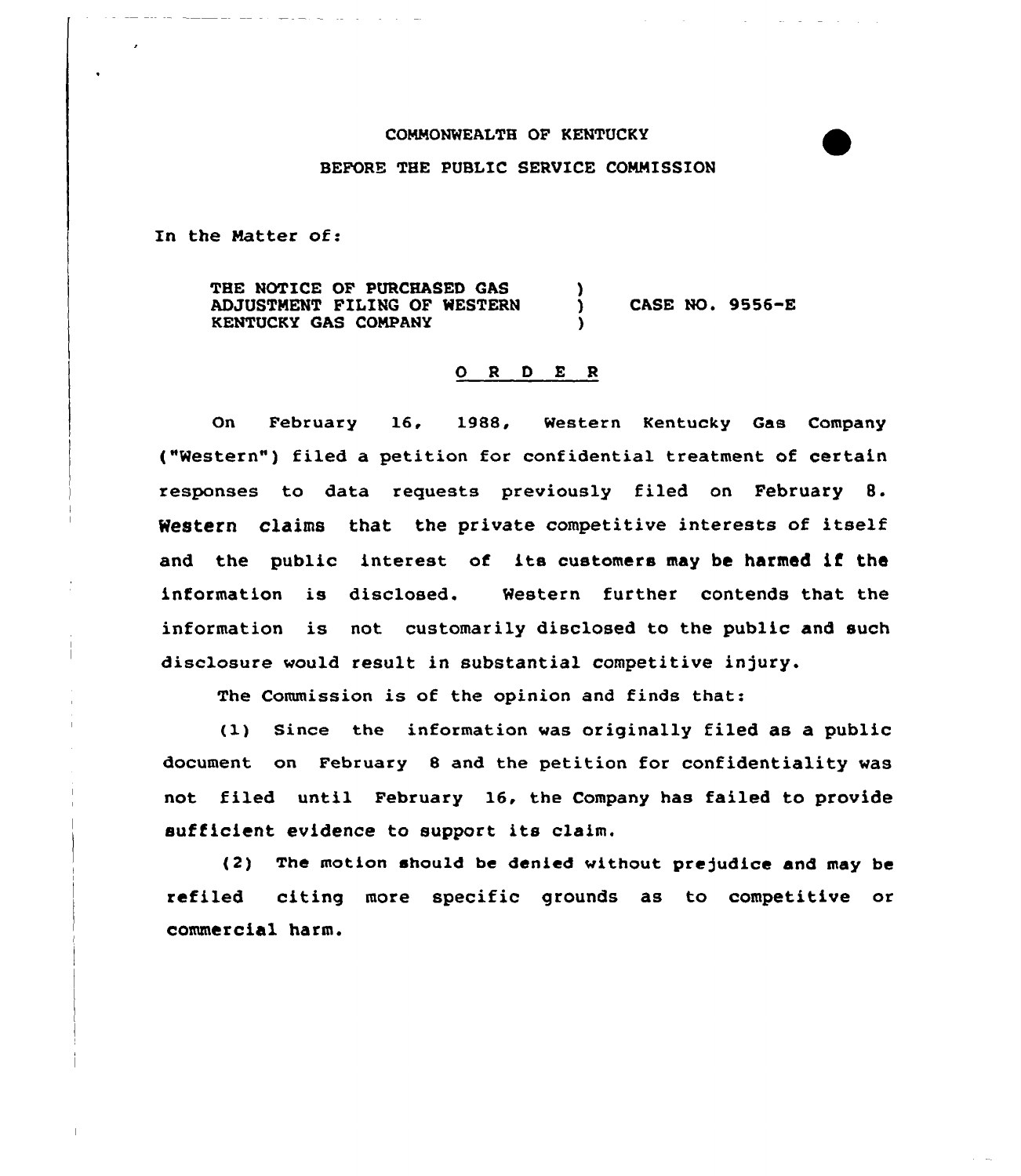COMMONWEALTH OF KENTUCKY

BEFORE THE PUBLIC SERVICE COMMISSION

In the Matter of:

THE NOTICE OF PURCHASED GAS ADJUSTMENT FILING OF WESTERN KENTUCKY GAS COMPANY ) CASE NO. 9556-E

## O R D E R

On February 16, 1988, Western Kentucky Gas Company ("Western") filed a petition for confidential treatment of certain responses to data requests previously filed on February 8. Western claims that the private competitive interests of itself and the public interest of its customers may be harmed if the information is disclosed. Western further contends that the information is not customarily disclosed to the public and such disclosure would result in substantial competitive injury.

The Commission is of the opinion and finds that:

(1) Since the information was originally filed as a public document on February 8 and the petition for confidentiality was not filed until February 16, the Company has failed to provide sufficient evidence to support its claim.

(2) The motion should be denied without prejudice and may be refiled citing more specific grounds as to competitive or commercial harm.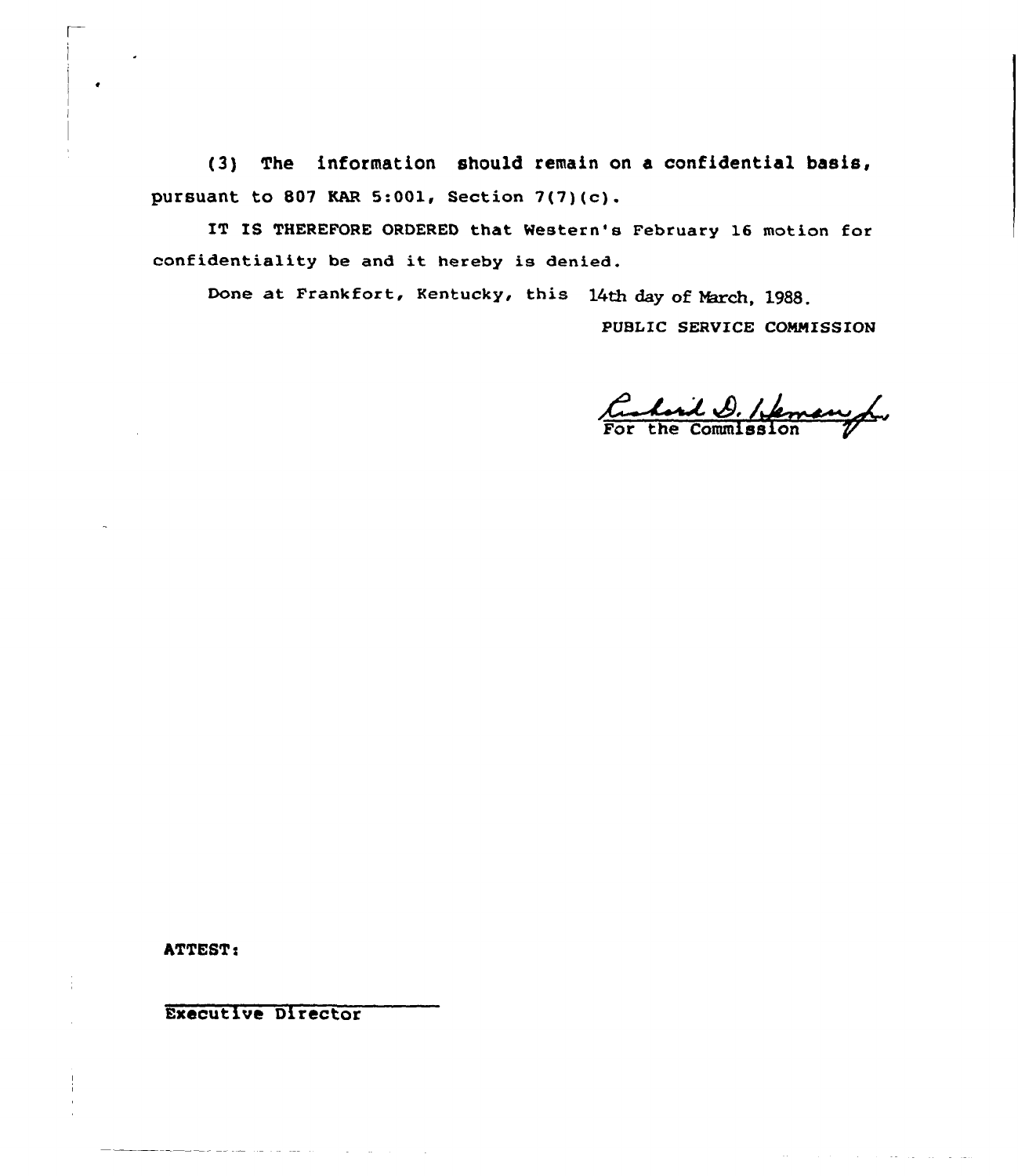(3) The information should remain on a confidential basis, pursuant to 807 KAR 5:001, Section 7(7)(c).

IT IS THEREFORE ORDERED that Western's February 16 motion for confidentiality be and it hereby is denied.

Done at Frankfort, Kentucky, this 14th day of March, 1988.

PUBLIC SERVICE COMMISSION

For the Commission

ATTEST:

Executive Director